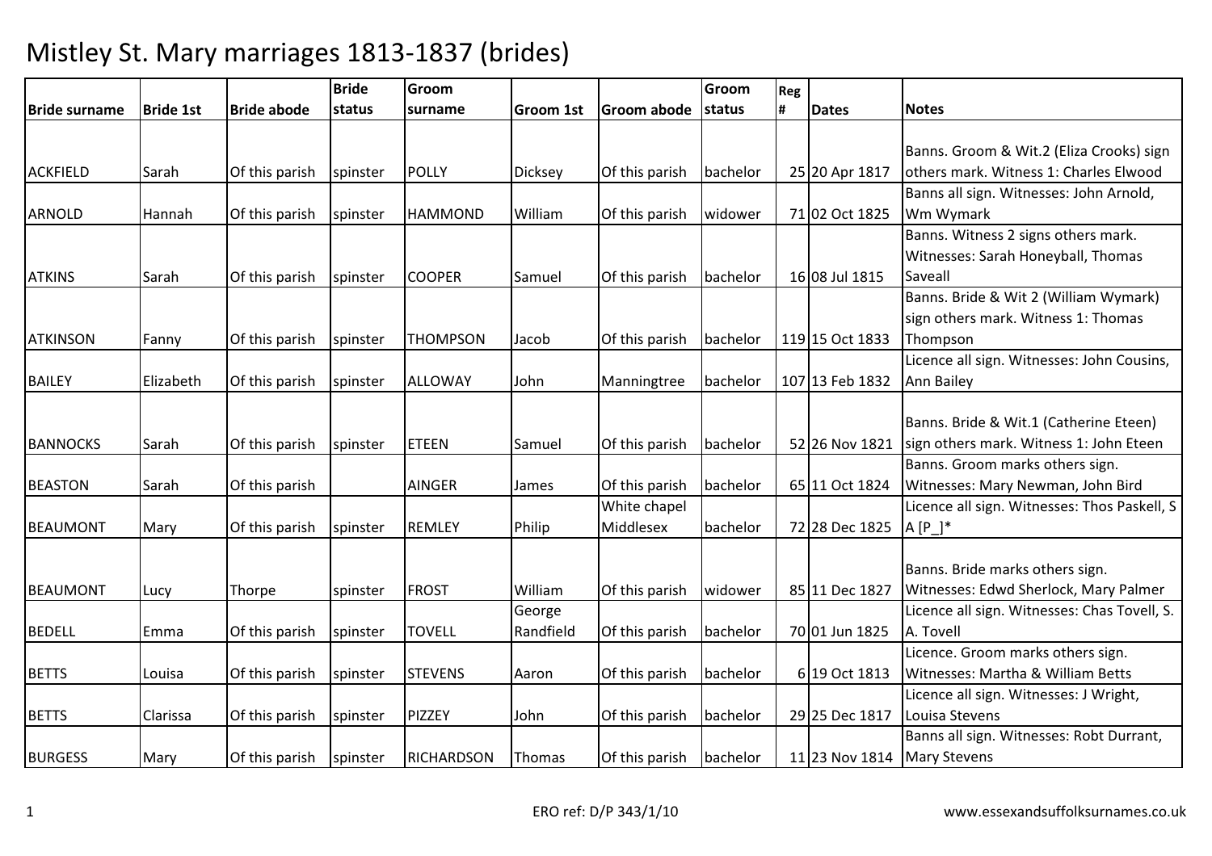# Mistley St. Mary marriages 1813-1837 (brides)

| Bride surname | Bride 1st | Bride abode | Bride status | Groom surname | Groom 1st | Groom abode | Groom status | Reg # | Dates | Notes |
|---|---|---|---|---|---|---|---|---|---|---|
| ACKFIELD | Sarah | Of this parish | spinster | POLLY | Dicksey | Of this parish | bachelor | 25 | 20 Apr 1817 | Banns. Groom & Wit.2 (Eliza Crooks) sign others mark. Witness 1: Charles Elwood |
| ARNOLD | Hannah | Of this parish | spinster | HAMMOND | William | Of this parish | widower | 71 | 02 Oct 1825 | Banns all sign. Witnesses: John Arnold, Wm Wymark |
| ATKINS | Sarah | Of this parish | spinster | COOPER | Samuel | Of this parish | bachelor | 16 | 08 Jul 1815 | Banns. Witness 2 signs others mark. Witnesses: Sarah Honeyball, Thomas Saveall |
| ATKINSON | Fanny | Of this parish | spinster | THOMPSON | Jacob | Of this parish | bachelor | 119 | 15 Oct 1833 | Banns. Bride & Wit 2 (William Wymark) sign others mark. Witness 1: Thomas Thompson |
| BAILEY | Elizabeth | Of this parish | spinster | ALLOWAY | John | Manningtree | bachelor | 107 | 13 Feb 1832 | Licence all sign. Witnesses: John Cousins, Ann Bailey |
| BANNOCKS | Sarah | Of this parish | spinster | ETEEN | Samuel | Of this parish | bachelor | 52 | 26 Nov 1821 | Banns. Bride & Wit.1 (Catherine Eteen) sign others mark. Witness 1: John Eteen |
| BEASTON | Sarah | Of this parish | | AINGER | James | Of this parish | bachelor | 65 | 11 Oct 1824 | Banns. Groom marks others sign. Witnesses: Mary Newman, John Bird |
| BEAUMONT | Mary | Of this parish | spinster | REMLEY | Philip | White chapel Middlesex | bachelor | 72 | 28 Dec 1825 | Licence all sign. Witnesses: Thos Paskell, S A [P_]* |
| BEAUMONT | Lucy | Thorpe | spinster | FROST | William | Of this parish | widower | 85 | 11 Dec 1827 | Banns. Bride marks others sign. Witnesses: Edwd Sherlock, Mary Palmer |
| BEDELL | Emma | Of this parish | spinster | TOVELL | George Randfield | Of this parish | bachelor | 70 | 01 Jun 1825 | Licence all sign. Witnesses: Chas Tovell, S. A. Tovell |
| BETTS | Louisa | Of this parish | spinster | STEVENS | Aaron | Of this parish | bachelor | 6 | 19 Oct 1813 | Licence. Groom marks others sign. Witnesses: Martha & William Betts |
| BETTS | Clarissa | Of this parish | spinster | PIZZEY | John | Of this parish | bachelor | 29 | 25 Dec 1817 | Licence all sign. Witnesses: J Wright, Louisa Stevens |
| BURGESS | Mary | Of this parish | spinster | RICHARDSON | Thomas | Of this parish | bachelor | 11 | 23 Nov 1814 | Banns all sign. Witnesses: Robt Durrant, Mary Stevens |

ERO ref: D/P 343/1/10

www.essexandsuffolksurnames.co.uk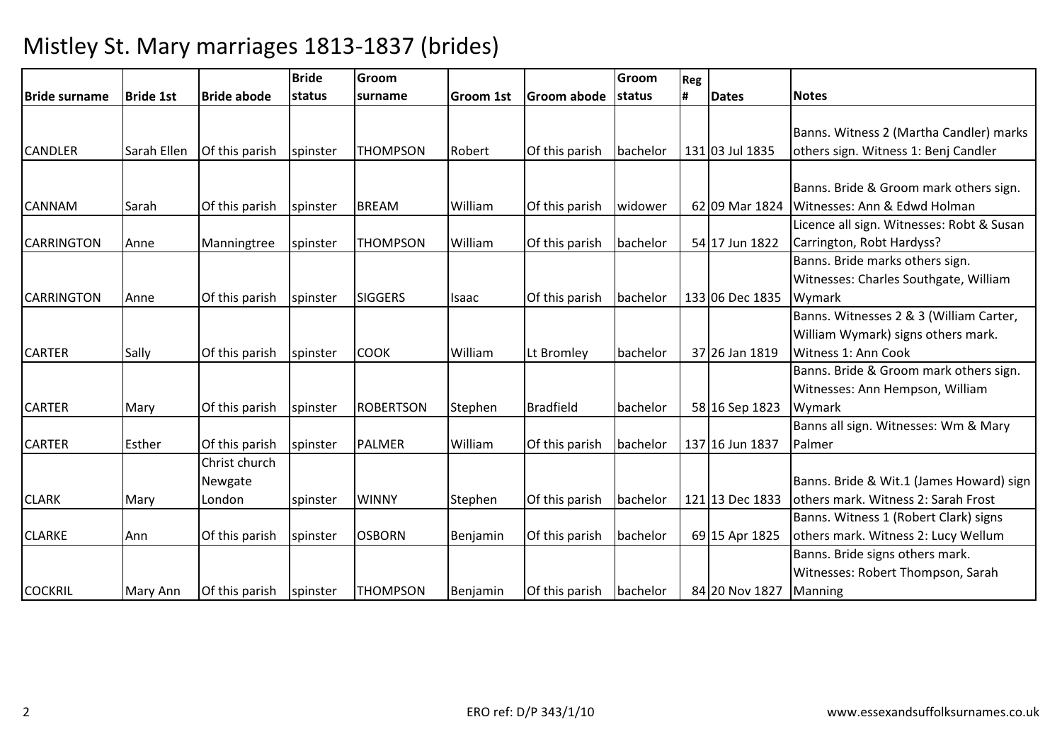# Mistley St. Mary marriages 1813-1837 (brides)

| Bride surname | Bride 1st | Bride abode | Bride status | Groom surname | Groom 1st | Groom abode | Groom status | Reg # | Dates | Notes |
|---|---|---|---|---|---|---|---|---|---|---|
| CANDLER | Sarah Ellen | Of this parish | spinster | THOMPSON | Robert | Of this parish | bachelor | 131 | 03 Jul 1835 | Banns. Witness 2 (Martha Candler) marks others sign. Witness 1: Benj Candler |
| CANNAM | Sarah | Of this parish | spinster | BREAM | William | Of this parish | widower | 62 | 09 Mar 1824 | Banns. Bride & Groom mark others sign. Witnesses: Ann & Edwd Holman |
| CARRINGTON | Anne | Manningtree | spinster | THOMPSON | William | Of this parish | bachelor | 54 | 17 Jun 1822 | Licence all sign. Witnesses: Robt & Susan Carrington, Robt Hardyss? |
| CARRINGTON | Anne | Of this parish | spinster | SIGGERS | Isaac | Of this parish | bachelor | 133 | 06 Dec 1835 | Banns. Bride marks others sign. Witnesses: Charles Southgate, William Wymark |
| CARTER | Sally | Of this parish | spinster | COOK | William | Lt Bromley | bachelor | 37 | 26 Jan 1819 | Banns. Witnesses 2 & 3 (William Carter, William Wymark) signs others mark. Witness 1: Ann Cook |
| CARTER | Mary | Of this parish | spinster | ROBERTSON | Stephen | Bradfield | bachelor | 58 | 16 Sep 1823 | Banns. Bride & Groom mark others sign. Witnesses: Ann Hempson, William Wymark |
| CARTER | Esther | Of this parish | spinster | PALMER | William | Of this parish | bachelor | 137 | 16 Jun 1837 | Banns all sign. Witnesses: Wm & Mary Palmer |
| CLARK | Mary | Christ church Newgate London | spinster | WINNY | Stephen | Of this parish | bachelor | 121 | 13 Dec 1833 | Banns. Bride & Wit.1 (James Howard) sign others mark. Witness 2: Sarah Frost |
| CLARKE | Ann | Of this parish | spinster | OSBORN | Benjamin | Of this parish | bachelor | 69 | 15 Apr 1825 | Banns. Witness 1 (Robert Clark) signs others mark. Witness 2: Lucy Wellum |
| COCKRIL | Mary Ann | Of this parish | spinster | THOMPSON | Benjamin | Of this parish | bachelor | 84 | 20 Nov 1827 | Banns. Bride signs others mark. Witnesses: Robert Thompson, Sarah Manning |

ERO ref: D/P 343/1/10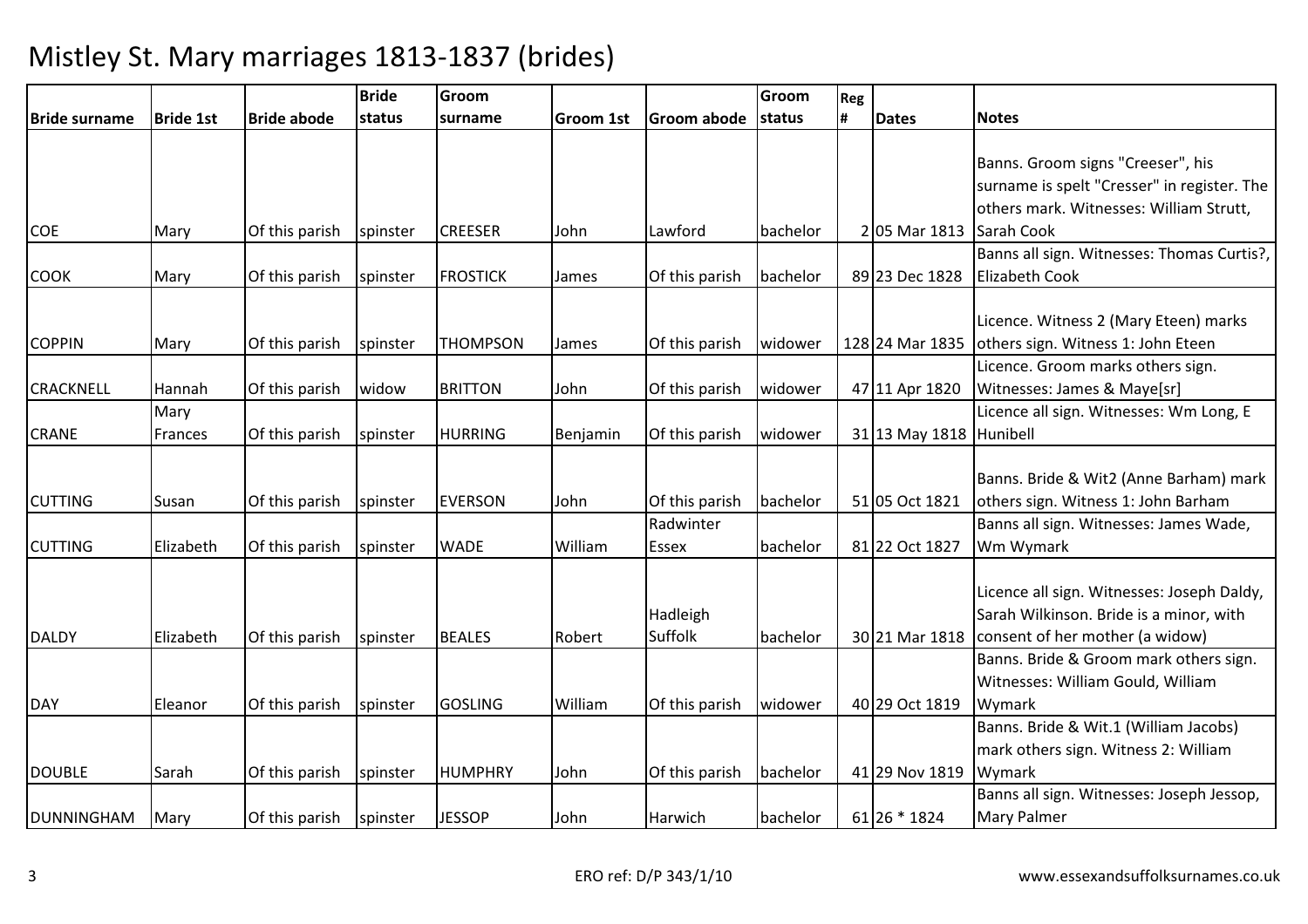# Mistley St. Mary marriages 1813-1837 (brides)

| Bride surname | Bride 1st | Bride abode | Bride status | Groom surname | Groom 1st | Groom abode | Groom status | Reg # | Dates | Notes |
|---|---|---|---|---|---|---|---|---|---|---|
| COE | Mary | Of this parish | spinster | CREESER | John | Lawford | bachelor | 2 | 05 Mar 1813 | Banns. Groom signs "Creeser", his surname is spelt "Cresser" in register. The others mark. Witnesses: William Strutt, Sarah Cook |
| COOK | Mary | Of this parish | spinster | FROSTICK | James | Of this parish | bachelor | 89 | 23 Dec 1828 | Banns all sign. Witnesses: Thomas Curtis?, Elizabeth Cook |
| COPPIN | Mary | Of this parish | spinster | THOMPSON | James | Of this parish | widower | 128 | 24 Mar 1835 | Licence. Witness 2 (Mary Eteen) marks others sign. Witness 1: John Eteen |
| CRACKNELL | Hannah | Of this parish | widow | BRITTON | John | Of this parish | widower | 47 | 11 Apr 1820 | Licence. Groom marks others sign. Witnesses: James & Maye[sr] |
| CRANE | Mary Frances | Of this parish | spinster | HURRING | Benjamin | Of this parish | widower | 31 | 13 May 1818 | Licence all sign. Witnesses: Wm Long, E Hunibell |
| CUTTING | Susan | Of this parish | spinster | EVERSON | John | Of this parish | bachelor | 51 | 05 Oct 1821 | Banns. Bride & Wit2 (Anne Barham) mark others sign. Witness 1: John Barham |
| CUTTING | Elizabeth | Of this parish | spinster | WADE | William | Radwinter Essex | bachelor | 81 | 22 Oct 1827 | Banns all sign. Witnesses: James Wade, Wm Wymark |
| DALDY | Elizabeth | Of this parish | spinster | BEALES | Robert | Hadleigh Suffolk | bachelor | 30 | 21 Mar 1818 | Licence all sign. Witnesses: Joseph Daldy, Sarah Wilkinson. Bride is a minor, with consent of her mother (a widow) |
| DAY | Eleanor | Of this parish | spinster | GOSLING | William | Of this parish | widower | 40 | 29 Oct 1819 | Banns. Bride & Groom mark others sign. Witnesses: William Gould, William Wymark |
| DOUBLE | Sarah | Of this parish | spinster | HUMPHRY | John | Of this parish | bachelor | 41 | 29 Nov 1819 | Banns. Bride & Wit.1 (William Jacobs) mark others sign. Witness 2: William Wymark |
| DUNNINGHAM | Mary | Of this parish | spinster | JESSOP | John | Harwich | bachelor | 61 | 26 * 1824 | Banns all sign. Witnesses: Joseph Jessop, Mary Palmer |

ERO ref: D/P 343/1/10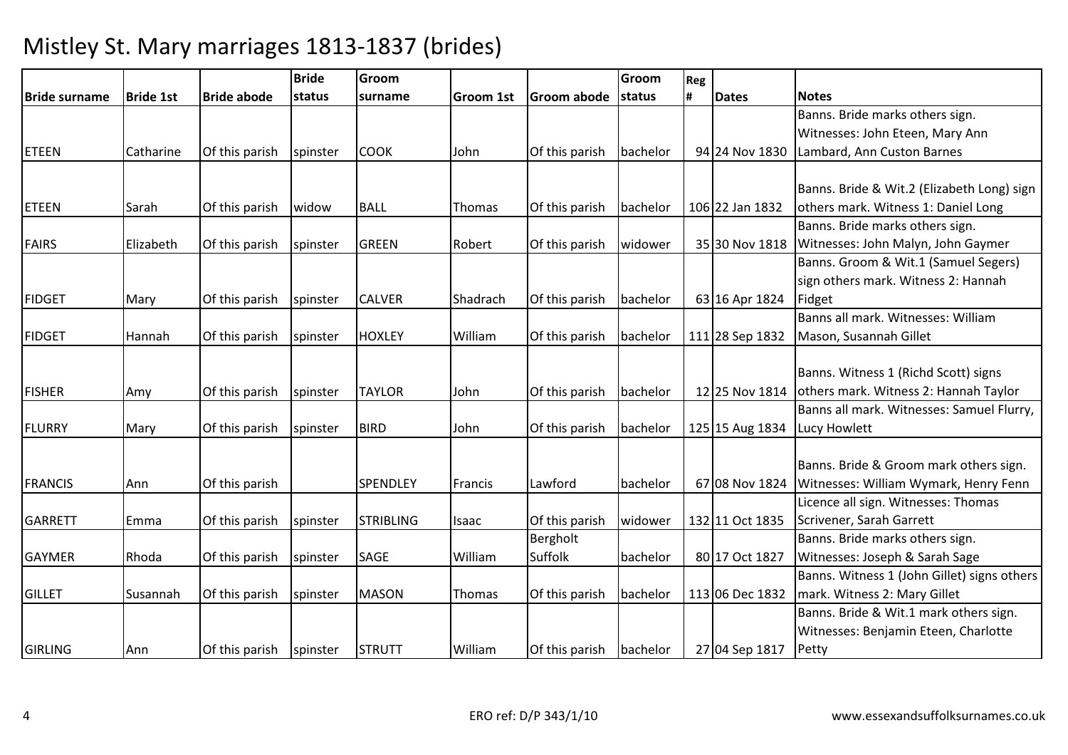# Mistley St. Mary marriages 1813-1837 (brides)

| Bride surname | Bride 1st | Bride abode | Bride status | Groom surname | Groom 1st | Groom abode | Groom status | Reg # | Dates | Notes |
|---|---|---|---|---|---|---|---|---|---|---|
| ETEEN | Catharine | Of this parish | spinster | COOK | John | Of this parish | bachelor | 94 | 24 Nov 1830 | Banns. Bride marks others sign. Witnesses: John Eteen, Mary Ann Lambard, Ann Custon Barnes |
| ETEEN | Sarah | Of this parish | widow | BALL | Thomas | Of this parish | bachelor | 106 | 22 Jan 1832 | Banns. Bride & Wit.2 (Elizabeth Long) sign others mark. Witness 1: Daniel Long |
| FAIRS | Elizabeth | Of this parish | spinster | GREEN | Robert | Of this parish | widower | 35 | 30 Nov 1818 | Banns. Bride marks others sign. Witnesses: John Malyn, John Gaymer |
| FIDGET | Mary | Of this parish | spinster | CALVER | Shadrach | Of this parish | bachelor | 63 | 16 Apr 1824 | Banns. Groom & Wit.1 (Samuel Segers) sign others mark. Witness 2: Hannah Fidget |
| FIDGET | Hannah | Of this parish | spinster | HOXLEY | William | Of this parish | bachelor | 111 | 28 Sep 1832 | Banns all mark. Witnesses: William Mason, Susannah Gillet |
| FISHER | Amy | Of this parish | spinster | TAYLOR | John | Of this parish | bachelor | 12 | 25 Nov 1814 | Banns. Witness 1 (Richd Scott) signs others mark. Witness 2: Hannah Taylor |
| FLURRY | Mary | Of this parish | spinster | BIRD | John | Of this parish | bachelor | 125 | 15 Aug 1834 | Banns all mark. Witnesses: Samuel Flurry, Lucy Howlett |
| FRANCIS | Ann | Of this parish | | SPENDLEY | Francis | Lawford | bachelor | 67 | 08 Nov 1824 | Banns. Bride & Groom mark others sign. Witnesses: William Wymark, Henry Fenn |
| GARRETT | Emma | Of this parish | spinster | STRIBLING | Isaac | Of this parish | widower | 132 | 11 Oct 1835 | Licence all sign. Witnesses: Thomas Scrivener, Sarah Garrett |
| GAYMER | Rhoda | Of this parish | spinster | SAGE | William | Bergholt Suffolk | bachelor | 80 | 17 Oct 1827 | Banns. Bride marks others sign. Witnesses: Joseph & Sarah Sage |
| GILLET | Susannah | Of this parish | spinster | MASON | Thomas | Of this parish | bachelor | 113 | 06 Dec 1832 | Banns. Witness 1 (John Gillet) signs others mark. Witness 2: Mary Gillet |
| GIRLING | Ann | Of this parish | spinster | STRUTT | William | Of this parish | bachelor | 27 | 04 Sep 1817 | Banns. Bride & Wit.1 mark others sign. Witnesses: Benjamin Eteen, Charlotte Petty |

ERO ref: D/P 343/1/10

www.essexandsuffolksurnames.co.uk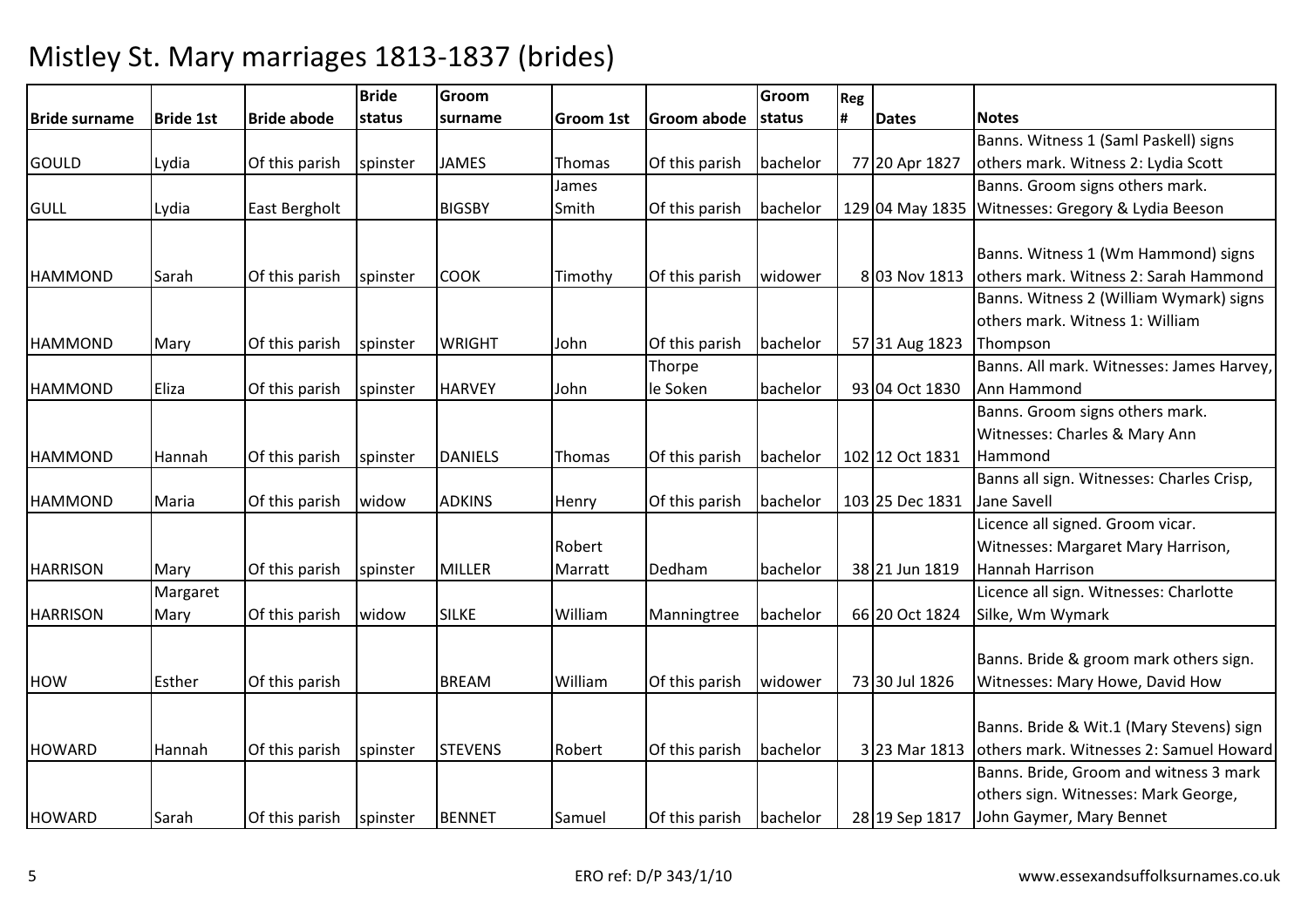# Mistley St. Mary marriages 1813-1837 (brides)

| Bride surname | Bride 1st | Bride abode | Bride status | Groom surname | Groom 1st | Groom abode | Groom status | Reg # | Dates | Notes |
|---|---|---|---|---|---|---|---|---|---|---|
| GOULD | Lydia | Of this parish | spinster | JAMES | Thomas | Of this parish | bachelor | 77 | 20 Apr 1827 | Banns. Witness 1 (Saml Paskell) signs others mark. Witness 2: Lydia Scott |
| GULL | Lydia | East Bergholt | | BIGSBY | James Smith | Of this parish | bachelor | 129 | 04 May 1835 | Banns. Groom signs others mark. Witnesses: Gregory & Lydia Beeson |
| HAMMOND | Sarah | Of this parish | spinster | COOK | Timothy | Of this parish | widower | 8 | 03 Nov 1813 | Banns. Witness 1 (Wm Hammond) signs others mark. Witness 2: Sarah Hammond |
| HAMMOND | Mary | Of this parish | spinster | WRIGHT | John | Of this parish | bachelor | 57 | 31 Aug 1823 | Banns. Witness 2 (William Wymark) signs others mark. Witness 1: William Thompson |
| HAMMOND | Eliza | Of this parish | spinster | HARVEY | John | Thorpe le Soken | bachelor | 93 | 04 Oct 1830 | Banns. All mark. Witnesses: James Harvey, Ann Hammond |
| HAMMOND | Hannah | Of this parish | spinster | DANIELS | Thomas | Of this parish | bachelor | 102 | 12 Oct 1831 | Banns. Groom signs others mark. Witnesses: Charles & Mary Ann Hammond |
| HAMMOND | Maria | Of this parish | widow | ADKINS | Henry | Of this parish | bachelor | 103 | 25 Dec 1831 | Banns all sign. Witnesses: Charles Crisp, Jane Savell |
| HARRISON | Mary | Of this parish | spinster | MILLER | Robert Marratt | Dedham | bachelor | 38 | 21 Jun 1819 | Licence all signed. Groom vicar. Witnesses: Margaret Mary Harrison, Hannah Harrison |
| HARRISON | Margaret Mary | Of this parish | widow | SILKE | William | Manningtree | bachelor | 66 | 20 Oct 1824 | Licence all sign. Witnesses: Charlotte Silke, Wm Wymark |
| HOW | Esther | Of this parish | | BREAM | William | Of this parish | widower | 73 | 30 Jul 1826 | Banns. Bride & groom mark others sign. Witnesses: Mary Howe, David How |
| HOWARD | Hannah | Of this parish | spinster | STEVENS | Robert | Of this parish | bachelor | 3 | 23 Mar 1813 | Banns. Bride & Wit.1 (Mary Stevens) sign others mark. Witnesses 2: Samuel Howard |
| HOWARD | Sarah | Of this parish | spinster | BENNET | Samuel | Of this parish | bachelor | 28 | 19 Sep 1817 | Banns. Bride, Groom and witness 3 mark others sign. Witnesses: Mark George, John Gaymer, Mary Bennet |

ERO ref: D/P 343/1/10

www.essexandsuffolksurnames.co.uk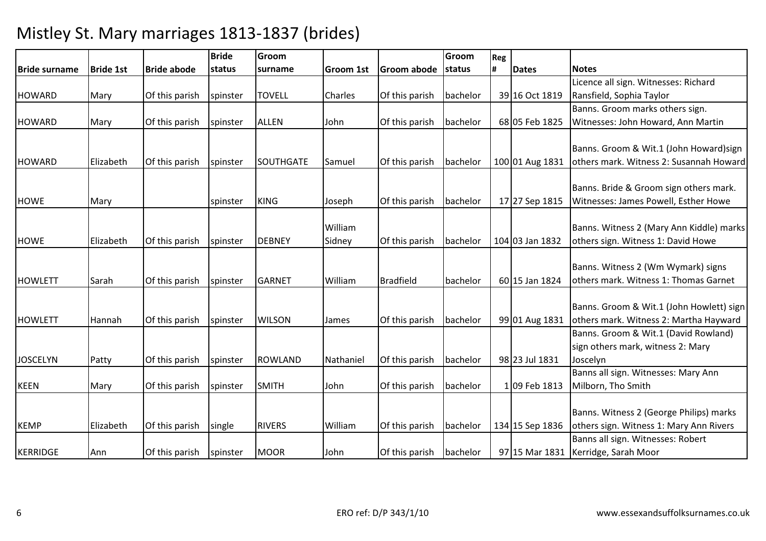# Mistley St. Mary marriages 1813-1837 (brides)

| Bride surname | Bride 1st | Bride abode | Bride status | Groom surname | Groom 1st | Groom abode | Groom status | Reg # | Dates | Notes |
|---|---|---|---|---|---|---|---|---|---|---|
| HOWARD | Mary | Of this parish | spinster | TOVELL | Charles | Of this parish | bachelor | 39 | 16 Oct 1819 | Licence all sign. Witnesses: Richard Ransfield, Sophia Taylor |
| HOWARD | Mary | Of this parish | spinster | ALLEN | John | Of this parish | bachelor | 68 | 05 Feb 1825 | Banns. Groom marks others sign. Witnesses: John Howard, Ann Martin |
| HOWARD | Elizabeth | Of this parish | spinster | SOUTHGATE | Samuel | Of this parish | bachelor | 100 | 01 Aug 1831 | Banns. Groom & Wit.1 (John Howard)sign others mark. Witness 2: Susannah Howard |
| HOWE | Mary | | spinster | KING | Joseph | Of this parish | bachelor | 17 | 27 Sep 1815 | Banns. Bride & Groom sign others mark. Witnesses: James Powell, Esther Howe |
| HOWE | Elizabeth | Of this parish | spinster | DEBNEY | William Sidney | Of this parish | bachelor | 104 | 03 Jan 1832 | Banns. Witness 2 (Mary Ann Kiddle) marks others sign. Witness 1: David Howe |
| HOWLETT | Sarah | Of this parish | spinster | GARNET | William | Bradfield | bachelor | 60 | 15 Jan 1824 | Banns. Witness 2 (Wm Wymark) signs others mark. Witness 1: Thomas Garnet |
| HOWLETT | Hannah | Of this parish | spinster | WILSON | James | Of this parish | bachelor | 99 | 01 Aug 1831 | Banns. Groom & Wit.1 (John Howlett) sign others mark. Witness 2: Martha Hayward |
| JOSCELYN | Patty | Of this parish | spinster | ROWLAND | Nathaniel | Of this parish | bachelor | 98 | 23 Jul 1831 | Banns. Groom & Wit.1 (David Rowland) sign others mark, witness 2: Mary Joscelyn |
| KEEN | Mary | Of this parish | spinster | SMITH | John | Of this parish | bachelor | 1 | 09 Feb 1813 | Banns all sign. Witnesses: Mary Ann Milborn, Tho Smith |
| KEMP | Elizabeth | Of this parish | single | RIVERS | William | Of this parish | bachelor | 134 | 15 Sep 1836 | Banns. Witness 2 (George Philips) marks others sign. Witness 1: Mary Ann Rivers |
| KERRIDGE | Ann | Of this parish | spinster | MOOR | John | Of this parish | bachelor | 97 | 15 Mar 1831 | Banns all sign. Witnesses: Robert Kerridge, Sarah Moor |

ERO ref: D/P 343/1/10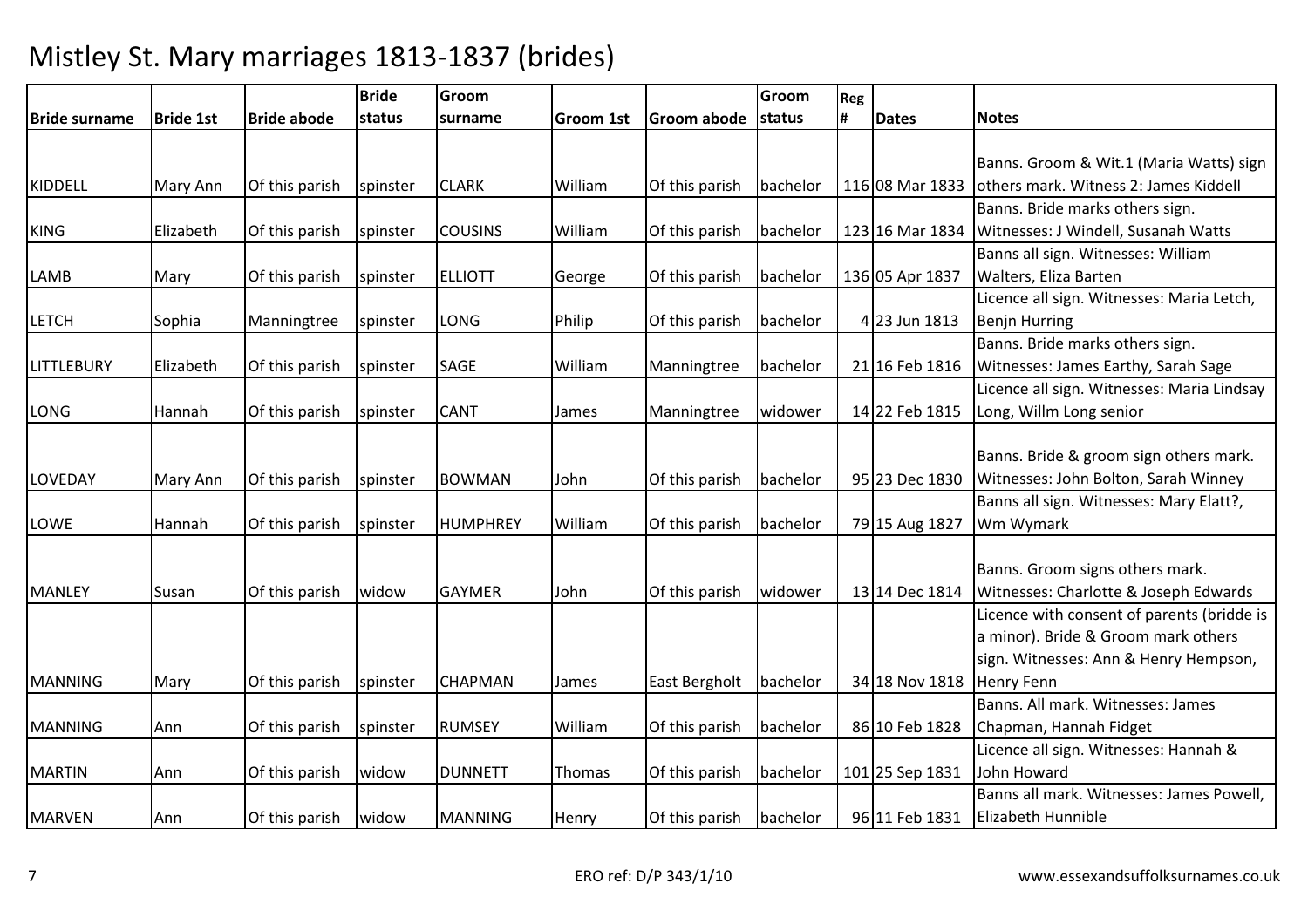# Mistley St. Mary marriages 1813-1837 (brides)

| Bride surname | Bride 1st | Bride abode | Bride status | Groom surname | Groom 1st | Groom abode | Groom status | Reg # | Dates | Notes |
|---|---|---|---|---|---|---|---|---|---|---|
| KIDDELL | Mary Ann | Of this parish | spinster | CLARK | William | Of this parish | bachelor | 116 | 08 Mar 1833 | Banns. Groom & Wit.1 (Maria Watts) sign others mark. Witness 2: James Kiddell |
| KING | Elizabeth | Of this parish | spinster | COUSINS | William | Of this parish | bachelor | 123 | 16 Mar 1834 | Banns. Bride marks others sign. Witnesses: J Windell, Susanah Watts |
| LAMB | Mary | Of this parish | spinster | ELLIOTT | George | Of this parish | bachelor | 136 | 05 Apr 1837 | Banns all sign. Witnesses: William Walters, Eliza Barten |
| LETCH | Sophia | Manningtree | spinster | LONG | Philip | Of this parish | bachelor | 4 | 23 Jun 1813 | Licence all sign. Witnesses: Maria Letch, Benjn Hurring |
| LITTLEBURY | Elizabeth | Of this parish | spinster | SAGE | William | Manningtree | bachelor | 21 | 16 Feb 1816 | Banns. Bride marks others sign. Witnesses: James Earthy, Sarah Sage |
| LONG | Hannah | Of this parish | spinster | CANT | James | Manningtree | widower | 14 | 22 Feb 1815 | Licence all sign. Witnesses: Maria Lindsay Long, Willm Long senior |
| LOVEDAY | Mary Ann | Of this parish | spinster | BOWMAN | John | Of this parish | bachelor | 95 | 23 Dec 1830 | Banns. Bride & groom sign others mark. Witnesses: John Bolton, Sarah Winney |
| LOWE | Hannah | Of this parish | spinster | HUMPHREY | William | Of this parish | bachelor | 79 | 15 Aug 1827 | Banns all sign. Witnesses: Mary Elatt?, Wm Wymark |
| MANLEY | Susan | Of this parish | widow | GAYMER | John | Of this parish | widower | 13 | 14 Dec 1814 | Banns. Groom signs others mark. Witnesses: Charlotte & Joseph Edwards |
| MANNING | Mary | Of this parish | spinster | CHAPMAN | James | East Bergholt | bachelor | 34 | 18 Nov 1818 | Licence with consent of parents (bridde is a minor). Bride & Groom mark others sign. Witnesses: Ann & Henry Hempson, Henry Fenn |
| MANNING | Ann | Of this parish | spinster | RUMSEY | William | Of this parish | bachelor | 86 | 10 Feb 1828 | Banns. All mark. Witnesses: James Chapman, Hannah Fidget |
| MARTIN | Ann | Of this parish | widow | DUNNETT | Thomas | Of this parish | bachelor | 101 | 25 Sep 1831 | Licence all sign. Witnesses: Hannah & John Howard |
| MARVEN | Ann | Of this parish | widow | MANNING | Henry | Of this parish | bachelor | 96 | 11 Feb 1831 | Banns all mark. Witnesses: James Powell, Elizabeth Hunnible |

ERO ref: D/P 343/1/10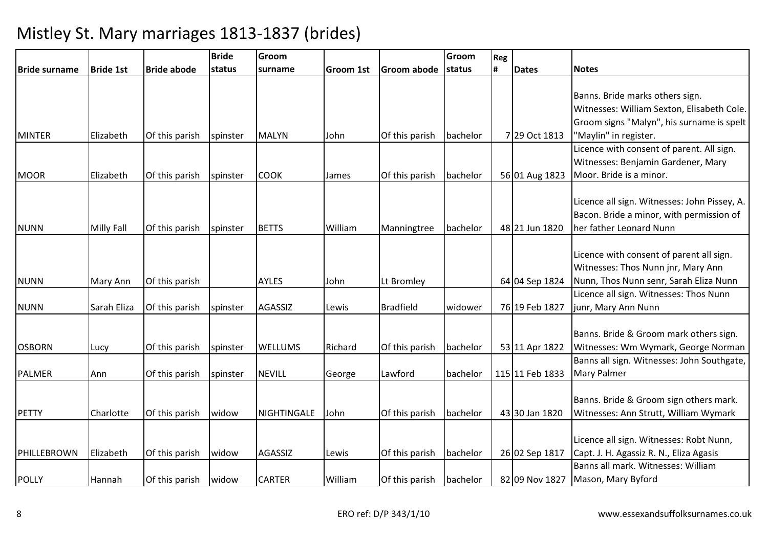# Mistley St. Mary marriages 1813-1837 (brides)

| Bride surname | Bride 1st | Bride abode | Bride status | Groom surname | Groom 1st | Groom abode | Groom status | Reg # | Dates | Notes |
|---|---|---|---|---|---|---|---|---|---|---|
| MINTER | Elizabeth | Of this parish | spinster | MALYN | John | Of this parish | bachelor | 7 | 29 Oct 1813 | Banns. Bride marks others sign. Witnesses: William Sexton, Elisabeth Cole. Groom signs "Malyn", his surname is spelt "Maylin" in register. |
| MOOR | Elizabeth | Of this parish | spinster | COOK | James | Of this parish | bachelor | 56 | 01 Aug 1823 | Licence with consent of parent. All sign. Witnesses: Benjamin Gardener, Mary Moor. Bride is a minor. |
| NUNN | Milly Fall | Of this parish | spinster | BETTS | William | Manningtree | bachelor | 48 | 21 Jun 1820 | Licence all sign. Witnesses: John Pissey, A. Bacon. Bride a minor, with permission of her father Leonard Nunn |
| NUNN | Mary Ann | Of this parish | | AYLES | John | Lt Bromley | | 64 | 04 Sep 1824 | Licence with consent of parent all sign. Witnesses: Thos Nunn jnr, Mary Ann Nunn, Thos Nunn senr, Sarah Eliza Nunn |
| NUNN | Sarah Eliza | Of this parish | spinster | AGASSIZ | Lewis | Bradfield | widower | 76 | 19 Feb 1827 | Licence all sign. Witnesses: Thos Nunn junr, Mary Ann Nunn |
| OSBORN | Lucy | Of this parish | spinster | WELLUMS | Richard | Of this parish | bachelor | 53 | 11 Apr 1822 | Banns. Bride & Groom mark others sign. Witnesses: Wm Wymark, George Norman |
| PALMER | Ann | Of this parish | spinster | NEVILL | George | Lawford | bachelor | 115 | 11 Feb 1833 | Banns all sign. Witnesses: John Southgate, Mary Palmer |
| PETTY | Charlotte | Of this parish | widow | NIGHTINGALE | John | Of this parish | bachelor | 43 | 30 Jan 1820 | Banns. Bride & Groom sign others mark. Witnesses: Ann Strutt, William Wymark |
| PHILLEBROWN | Elizabeth | Of this parish | widow | AGASSIZ | Lewis | Of this parish | bachelor | 26 | 02 Sep 1817 | Licence all sign. Witnesses: Robt Nunn, Capt. J. H. Agassiz R. N., Eliza Agasis |
| POLLY | Hannah | Of this parish | widow | CARTER | William | Of this parish | bachelor | 82 | 09 Nov 1827 | Banns all mark. Witnesses: William Mason, Mary Byford |

ERO ref: D/P 343/1/10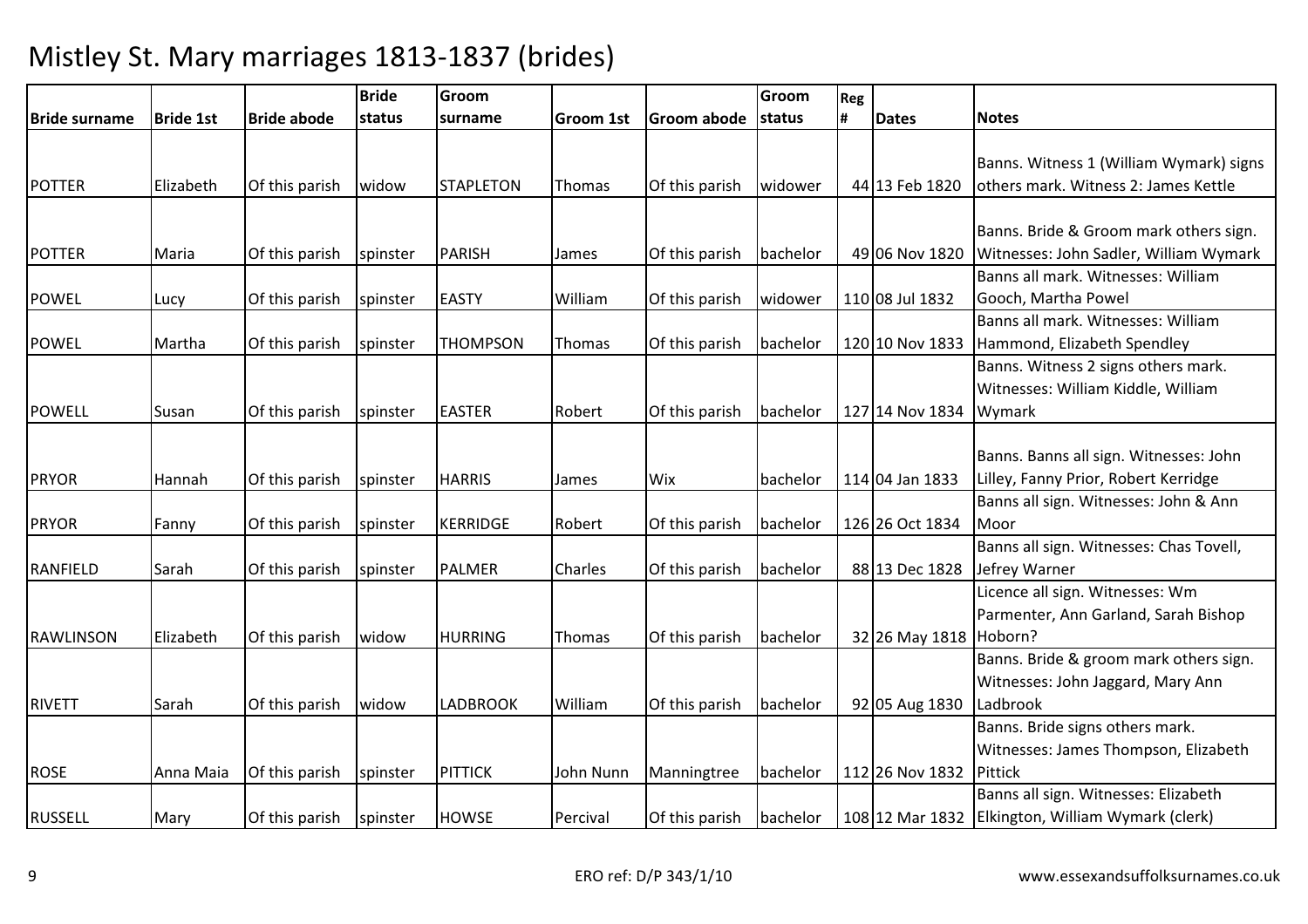# Mistley St. Mary marriages 1813-1837 (brides)

| Bride surname | Bride 1st | Bride abode | Bride status | Groom surname | Groom 1st | Groom abode | Groom status | Reg # | Dates | Notes |
|---|---|---|---|---|---|---|---|---|---|---|
| POTTER | Elizabeth | Of this parish | widow | STAPLETON | Thomas | Of this parish | widower | 44 | 13 Feb 1820 | Banns. Witness 1 (William Wymark) signs others mark. Witness 2: James Kettle |
| POTTER | Maria | Of this parish | spinster | PARISH | James | Of this parish | bachelor | 49 | 06 Nov 1820 | Banns. Bride & Groom mark others sign. Witnesses: John Sadler, William Wymark |
| POWEL | Lucy | Of this parish | spinster | EASTY | William | Of this parish | widower | 110 | 08 Jul 1832 | Banns all mark. Witnesses: William Gooch, Martha Powel |
| POWEL | Martha | Of this parish | spinster | THOMPSON | Thomas | Of this parish | bachelor | 120 | 10 Nov 1833 | Banns all mark. Witnesses: William Hammond, Elizabeth Spendley |
| POWELL | Susan | Of this parish | spinster | EASTER | Robert | Of this parish | bachelor | 127 | 14 Nov 1834 | Banns. Witness 2 signs others mark. Witnesses: William Kiddle, William Wymark |
| PRYOR | Hannah | Of this parish | spinster | HARRIS | James | Wix | bachelor | 114 | 04 Jan 1833 | Banns. Banns all sign. Witnesses: John Lilley, Fanny Prior, Robert Kerridge |
| PRYOR | Fanny | Of this parish | spinster | KERRIDGE | Robert | Of this parish | bachelor | 126 | 26 Oct 1834 | Banns all sign. Witnesses: John & Ann Moor |
| RANFIELD | Sarah | Of this parish | spinster | PALMER | Charles | Of this parish | bachelor | 88 | 13 Dec 1828 | Banns all sign. Witnesses: Chas Tovell, Jefrey Warner |
| RAWLINSON | Elizabeth | Of this parish | widow | HURRING | Thomas | Of this parish | bachelor | 32 | 26 May 1818 | Licence all sign. Witnesses: Wm Parmenter, Ann Garland, Sarah Bishop Hoborn? |
| RIVETT | Sarah | Of this parish | widow | LADBROOK | William | Of this parish | bachelor | 92 | 05 Aug 1830 | Banns. Bride & groom mark others sign. Witnesses: John Jaggard, Mary Ann Ladbrook |
| ROSE | Anna Maia | Of this parish | spinster | PITTICK | John Nunn | Manningtree | bachelor | 112 | 26 Nov 1832 | Banns. Bride signs others mark. Witnesses: James Thompson, Elizabeth Pittick |
| RUSSELL | Mary | Of this parish | spinster | HOWSE | Percival | Of this parish | bachelor | 108 | 12 Mar 1832 | Banns all sign. Witnesses: Elizabeth Elkington, William Wymark (clerk) |

ERO ref: D/P 343/1/10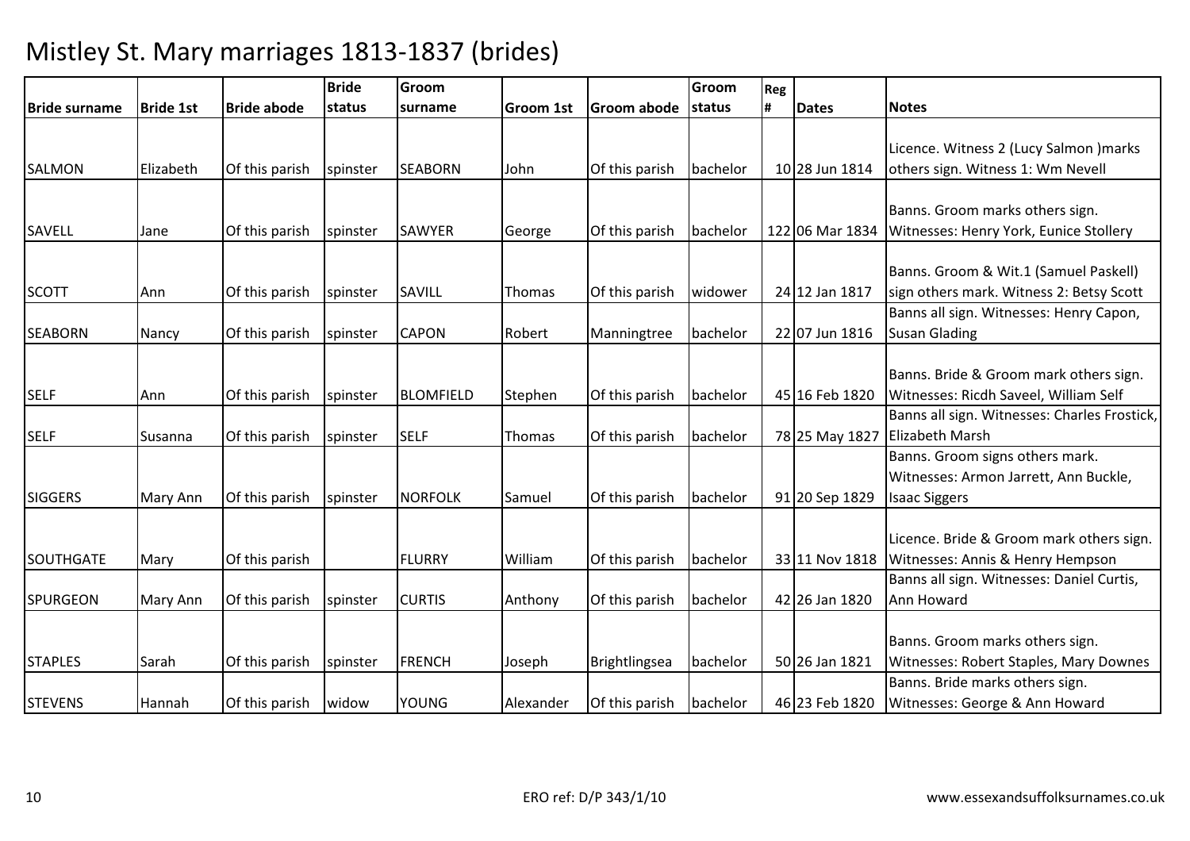# Mistley St. Mary marriages 1813-1837 (brides)

| Bride surname | Bride 1st | Bride abode | Bride status | Groom surname | Groom 1st | Groom abode | Groom status | Reg # | Dates | Notes |
|---|---|---|---|---|---|---|---|---|---|---|
| SALMON | Elizabeth | Of this parish | spinster | SEABORN | John | Of this parish | bachelor | 10 | 28 Jun 1814 | Licence. Witness 2 (Lucy Salmon )marks others sign. Witness 1: Wm Nevell |
| SAVELL | Jane | Of this parish | spinster | SAWYER | George | Of this parish | bachelor | 122 | 06 Mar 1834 | Banns. Groom marks others sign. Witnesses: Henry York, Eunice Stollery |
| SCOTT | Ann | Of this parish | spinster | SAVILL | Thomas | Of this parish | widower | 24 | 12 Jan 1817 | Banns. Groom & Wit.1 (Samuel Paskell) sign others mark. Witness 2: Betsy Scott |
| SEABORN | Nancy | Of this parish | spinster | CAPON | Robert | Manningtree | bachelor | 22 | 07 Jun 1816 | Banns all sign. Witnesses: Henry Capon, Susan Glading |
| SELF | Ann | Of this parish | spinster | BLOMFIELD | Stephen | Of this parish | bachelor | 45 | 16 Feb 1820 | Banns. Bride & Groom mark others sign. Witnesses: Ricdh Saveel, William Self |
| SELF | Susanna | Of this parish | spinster | SELF | Thomas | Of this parish | bachelor | 78 | 25 May 1827 | Banns all sign. Witnesses: Charles Frostick, Elizabeth Marsh |
| SIGGERS | Mary Ann | Of this parish | spinster | NORFOLK | Samuel | Of this parish | bachelor | 91 | 20 Sep 1829 | Banns. Groom signs others mark. Witnesses: Armon Jarrett, Ann Buckle, Isaac Siggers |
| SOUTHGATE | Mary | Of this parish | | FLURRY | William | Of this parish | bachelor | 33 | 11 Nov 1818 | Licence. Bride & Groom mark others sign. Witnesses: Annis & Henry Hempson |
| SPURGEON | Mary Ann | Of this parish | spinster | CURTIS | Anthony | Of this parish | bachelor | 42 | 26 Jan 1820 | Banns all sign. Witnesses: Daniel Curtis, Ann Howard |
| STAPLES | Sarah | Of this parish | spinster | FRENCH | Joseph | Brightlingsea | bachelor | 50 | 26 Jan 1821 | Banns. Groom marks others sign. Witnesses: Robert Staples, Mary Downes |
| STEVENS | Hannah | Of this parish | widow | YOUNG | Alexander | Of this parish | bachelor | 46 | 23 Feb 1820 | Banns. Bride marks others sign. Witnesses: George & Ann Howard |

ERO ref: D/P 343/1/10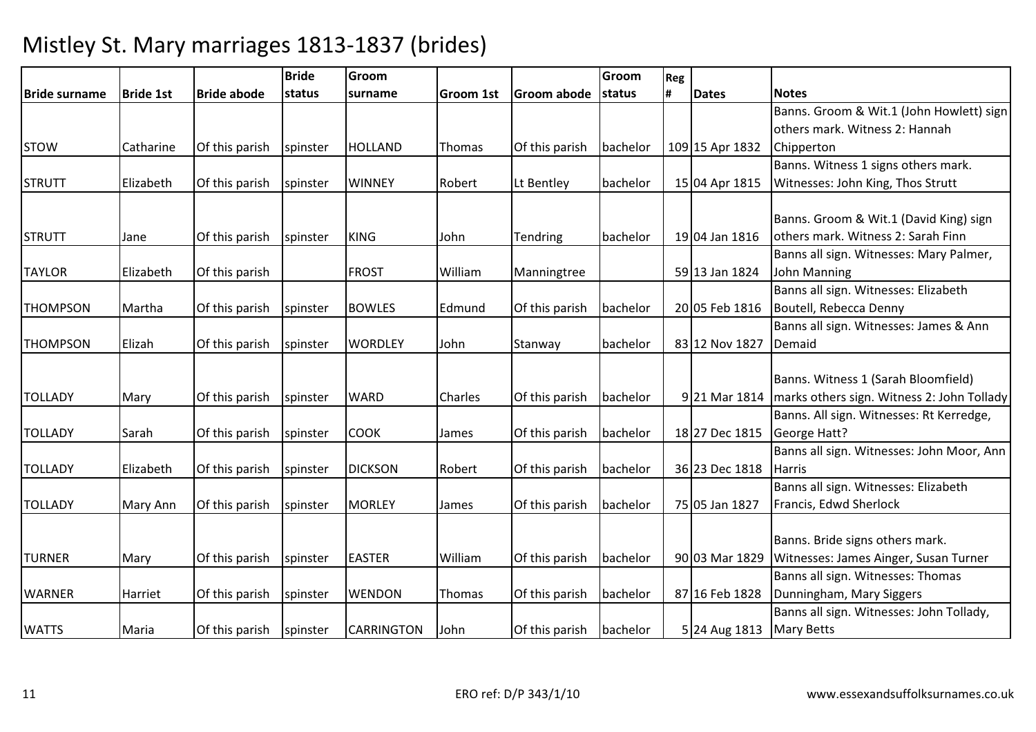# Mistley St. Mary marriages 1813-1837 (brides)

| Bride surname | Bride 1st | Bride abode | Bride status | Groom surname | Groom 1st | Groom abode | Groom status | Reg # | Dates | Notes |
|---|---|---|---|---|---|---|---|---|---|---|
| STOW | Catharine | Of this parish | spinster | HOLLAND | Thomas | Of this parish | bachelor | 109 | 15 Apr 1832 | Banns. Groom & Wit.1 (John Howlett) sign others mark. Witness 2: Hannah Chipperton |
| STRUTT | Elizabeth | Of this parish | spinster | WINNEY | Robert | Lt Bentley | bachelor | 15 | 04 Apr 1815 | Banns. Witness 1 signs others mark. Witnesses: John King, Thos Strutt |
| STRUTT | Jane | Of this parish | spinster | KING | John | Tendring | bachelor | 19 | 04 Jan 1816 | Banns. Groom & Wit.1 (David King) sign others mark. Witness 2: Sarah Finn |
| TAYLOR | Elizabeth | Of this parish | | FROST | William | Manningtree | | 59 | 13 Jan 1824 | Banns all sign. Witnesses: Mary Palmer, John Manning |
| THOMPSON | Martha | Of this parish | spinster | BOWLES | Edmund | Of this parish | bachelor | 20 | 05 Feb 1816 | Banns all sign. Witnesses: Elizabeth Boutell, Rebecca Denny |
| THOMPSON | Elizah | Of this parish | spinster | WORDLEY | John | Stanway | bachelor | 83 | 12 Nov 1827 | Banns all sign. Witnesses: James & Ann Demaid |
| TOLLADY | Mary | Of this parish | spinster | WARD | Charles | Of this parish | bachelor | 9 | 21 Mar 1814 | Banns. Witness 1 (Sarah Bloomfield) marks others sign. Witness 2: John Tollady |
| TOLLADY | Sarah | Of this parish | spinster | COOK | James | Of this parish | bachelor | 18 | 27 Dec 1815 | Banns. All sign. Witnesses: Rt Kerredge, George Hatt? |
| TOLLADY | Elizabeth | Of this parish | spinster | DICKSON | Robert | Of this parish | bachelor | 36 | 23 Dec 1818 | Banns all sign. Witnesses: John Moor, Ann Harris |
| TOLLADY | Mary Ann | Of this parish | spinster | MORLEY | James | Of this parish | bachelor | 75 | 05 Jan 1827 | Banns all sign. Witnesses: Elizabeth Francis, Edwd Sherlock |
| TURNER | Mary | Of this parish | spinster | EASTER | William | Of this parish | bachelor | 90 | 03 Mar 1829 | Banns. Bride signs others mark. Witnesses: James Ainger, Susan Turner |
| WARNER | Harriet | Of this parish | spinster | WENDON | Thomas | Of this parish | bachelor | 87 | 16 Feb 1828 | Banns all sign. Witnesses: Thomas Dunningham, Mary Siggers |
| WATTS | Maria | Of this parish | spinster | CARRINGTON | John | Of this parish | bachelor | 5 | 24 Aug 1813 | Banns all sign. Witnesses: John Tollady, Mary Betts |

ERO ref: D/P 343/1/10

www.essexandsuffolksurnames.co.uk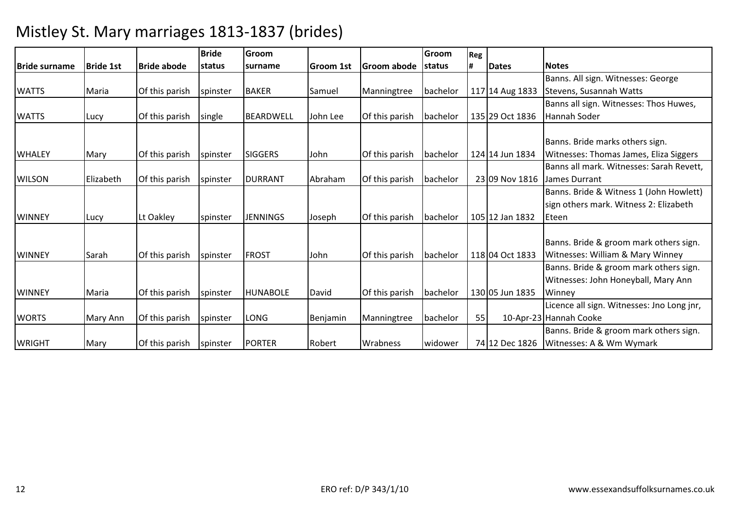# Mistley St. Mary marriages 1813-1837 (brides)

| Bride surname | Bride 1st | Bride abode | Bride status | Groom surname | Groom 1st | Groom abode | Groom status | Reg # | Dates | Notes |
|---|---|---|---|---|---|---|---|---|---|---|
| WATTS | Maria | Of this parish | spinster | BAKER | Samuel | Manningtree | bachelor | 117 | 14 Aug 1833 | Banns. All sign. Witnesses: George Stevens, Susannah Watts |
| WATTS | Lucy | Of this parish | single | BEARDWELL | John Lee | Of this parish | bachelor | 135 | 29 Oct 1836 | Banns all sign. Witnesses: Thos Huwes, Hannah Soder |
| WHALEY | Mary | Of this parish | spinster | SIGGERS | John | Of this parish | bachelor | 124 | 14 Jun 1834 | Banns. Bride marks others sign. Witnesses: Thomas James, Eliza Siggers |
| WILSON | Elizabeth | Of this parish | spinster | DURRANT | Abraham | Of this parish | bachelor | 23 | 09 Nov 1816 | Banns all mark. Witnesses: Sarah Revett, James Durrant |
| WINNEY | Lucy | Lt Oakley | spinster | JENNINGS | Joseph | Of this parish | bachelor | 105 | 12 Jan 1832 | Banns. Bride & Witness 1 (John Howlett) sign others mark. Witness 2: Elizabeth Eteen |
| WINNEY | Sarah | Of this parish | spinster | FROST | John | Of this parish | bachelor | 118 | 04 Oct 1833 | Banns. Bride & groom mark others sign. Witnesses: William & Mary Winney |
| WINNEY | Maria | Of this parish | spinster | HUNABOLE | David | Of this parish | bachelor | 130 | 05 Jun 1835 | Banns. Bride & groom mark others sign. Witnesses: John Honeyball, Mary Ann Winney |
| WORTS | Mary Ann | Of this parish | spinster | LONG | Benjamin | Manningtree | bachelor | 55 | 10-Apr-23 | Licence all sign. Witnesses: Jno Long jnr, Hannah Cooke |
| WRIGHT | Mary | Of this parish | spinster | PORTER | Robert | Wrabness | widower | 74 | 12 Dec 1826 | Banns. Bride & groom mark others sign. Witnesses: A & Wm Wymark |

ERO ref: D/P 343/1/10

www.essexandsuffolksurnames.co.uk